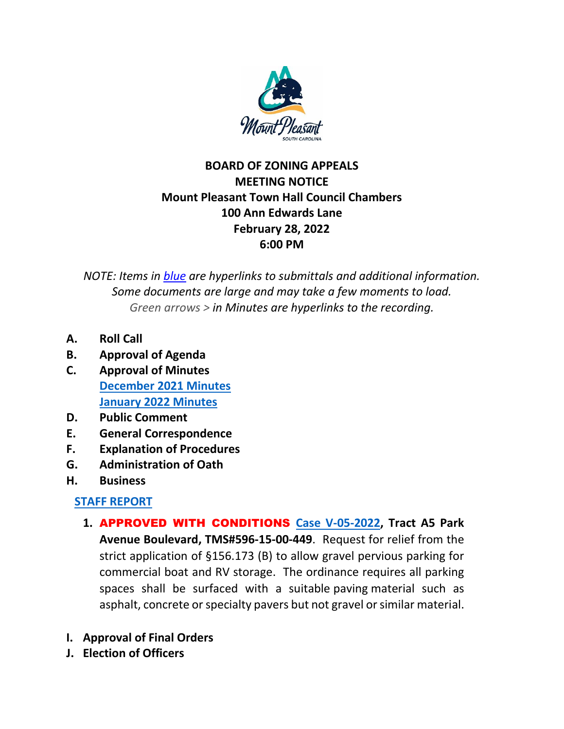# BOARD OF ZONING APPEALS
## MEETING NOTICE
## Mount Pleasant Town Hall Council Chambers
## 100 Ann Edwards Lane
## February 28, 2022
## 6:00 PM

*NOTE: Items in blue are hyperlinks to submittals and additional information. Some documents are large and may take a few moments to load. Green arrows > in Minutes are hyperlinks to the recording.*

**A. Roll Call**

**B. Approval of Agenda**

**C. Approval of Minutes**
- December 2021 Minutes
- January 2022 Minutes

**D. Public Comment**

**E. General Correspondence**

**F. Explanation of Procedures**

**G. Administration of Oath**

**H. Business**

STAFF REPORT

1. **APPROVED WITH CONDITIONS** Case V-05-2022, **Tract A5 Park Avenue Boulevard, TMS#596-15-00-449**. Request for relief from the strict application of §156.173 (B) to allow gravel pervious parking for commercial boat and RV storage. The ordinance requires all parking spaces shall be surfaced with a suitable paving material such as asphalt, concrete or specialty pavers but not gravel or similar material.

**I. Approval of Final Orders**

**J. Election of Officers**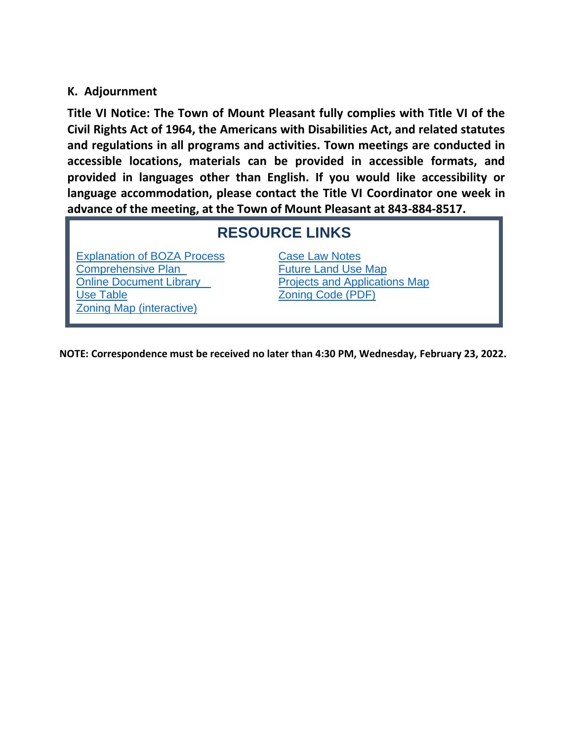**K. Adjournment**

**Title VI Notice: The Town of Mount Pleasant fully complies with Title VI of the Civil Rights Act of 1964, the Americans with Disabilities Act, and related statutes and regulations in all programs and activities. Town meetings are conducted in accessible locations, materials can be provided in accessible formats, and provided in languages other than English. If you would like accessibility or language accommodation, please contact the Title VI Coordinator one week in advance of the meeting, at the Town of Mount Pleasant at 843-884-8517.**

## RESOURCE LINKS

- Explanation of BOZA Process
- Comprehensive Plan
- Online Document Library
- Use Table
- Zoning Map (interactive)
- Case Law Notes
- Future Land Use Map
- Projects and Applications Map
- Zoning Code (PDF)

**NOTE: Correspondence must be received no later than 4:30 PM, Wednesday, February 23, 2022.**